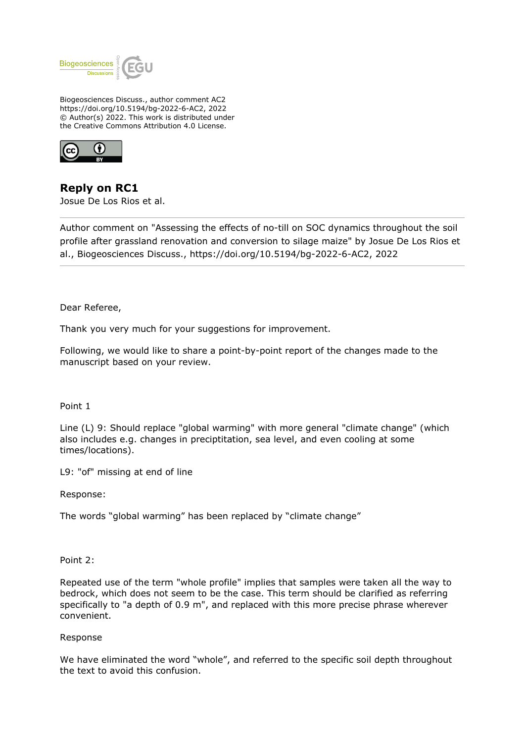Biogeosciences Discuss., author comment AC2
https://doi.org/10.5194/bg-2022-6-AC2, 2022
© Author(s) 2022. This work is distributed under
the Creative Commons Attribution 4.0 License.

## Reply on RC1

Josue De Los Rios et al.

---

Author comment on "Assessing the effects of no-till on SOC dynamics throughout the soil profile after grassland renovation and conversion to silage maize" by Josue De Los Rios et al., Biogeosciences Discuss., https://doi.org/10.5194/bg-2022-6-AC2, 2022

---

Dear Referee,

Thank you very much for your suggestions for improvement.

Following, we would like to share a point-by-point report of the changes made to the manuscript based on your review.

Point 1

Line (L) 9: Should replace "global warming" with more general "climate change" (which also includes e.g. changes in preciptitation, sea level, and even cooling at some times/locations).

L9: "of" missing at end of line

Response:

The words "global warming" has been replaced by "climate change"

Point 2:

Repeated use of the term "whole profile" implies that samples were taken all the way to bedrock, which does not seem to be the case. This term should be clarified as referring specifically to "a depth of 0.9 m", and replaced with this more precise phrase wherever convenient.

Response

We have eliminated the word "whole", and referred to the specific soil depth throughout the text to avoid this confusion.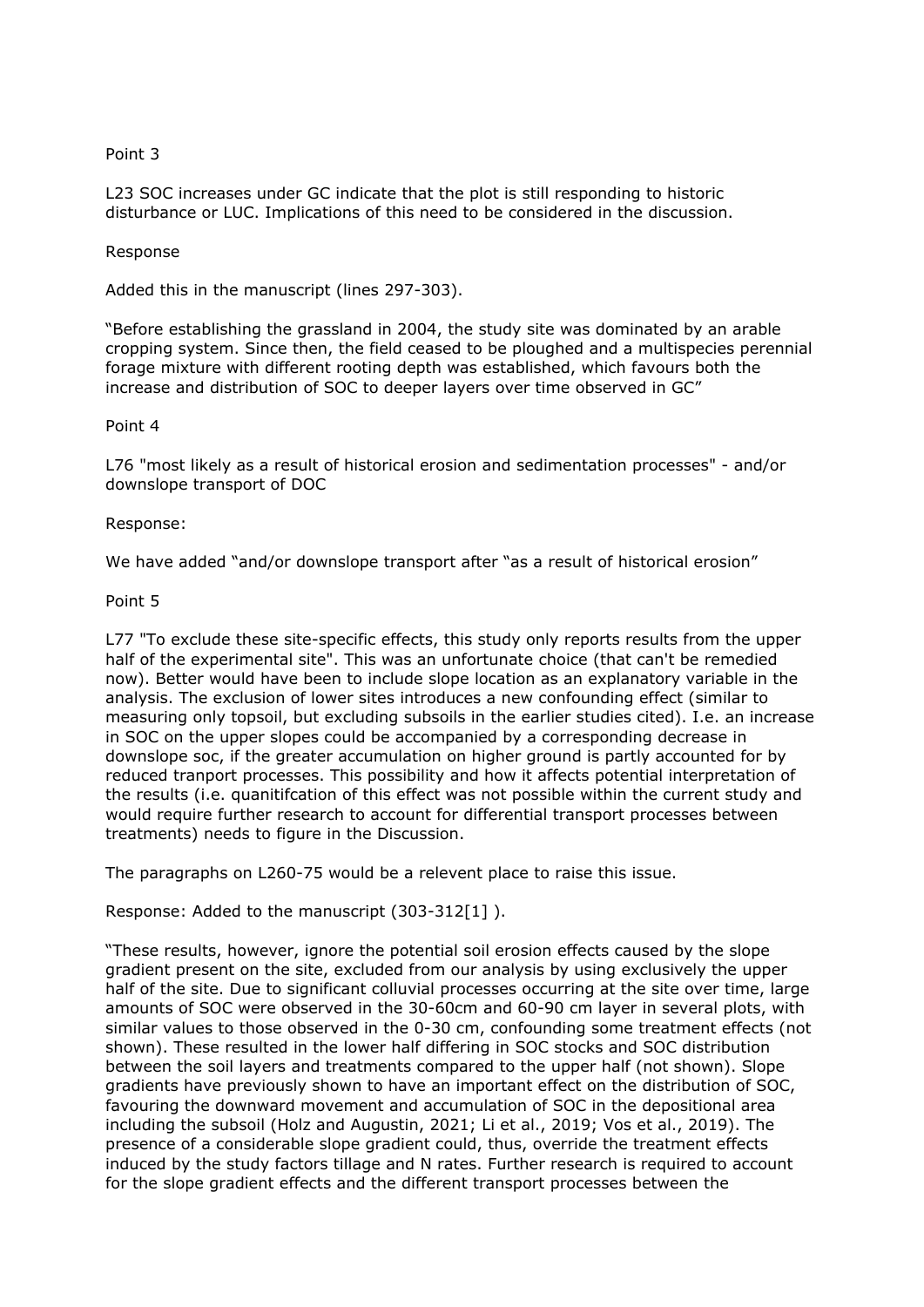Point 3

L23 SOC increases under GC indicate that the plot is still responding to historic disturbance or LUC. Implications of this need to be considered in the discussion.

Response

Added this in the manuscript (lines 297-303).

"Before establishing the grassland in 2004, the study site was dominated by an arable cropping system. Since then, the field ceased to be ploughed and a multispecies perennial forage mixture with different rooting depth was established, which favours both the increase and distribution of SOC to deeper layers over time observed in GC"

Point 4

L76 "most likely as a result of historical erosion and sedimentation processes" - and/or downslope transport of DOC

Response:

We have added "and/or downslope transport after "as a result of historical erosion"

Point 5

L77 "To exclude these site-specific effects, this study only reports results from the upper half of the experimental site". This was an unfortunate choice (that can't be remedied now). Better would have been to include slope location as an explanatory variable in the analysis. The exclusion of lower sites introduces a new confounding effect (similar to measuring only topsoil, but excluding subsoils in the earlier studies cited). I.e. an increase in SOC on the upper slopes could be accompanied by a corresponding decrease in downslope soc, if the greater accumulation on higher ground is partly accounted for by reduced tranport processes. This possibility and how it affects potential interpretation of the results (i.e. quanitifcation of this effect was not possible within the current study and would require further research to account for differential transport processes between treatments) needs to figure in the Discussion.

The paragraphs on L260-75 would be a relevent place to raise this issue.

Response: Added to the manuscript (303-312[1] ).

"These results, however, ignore the potential soil erosion effects caused by the slope gradient present on the site, excluded from our analysis by using exclusively the upper half of the site. Due to significant colluvial processes occurring at the site over time, large amounts of SOC were observed in the 30-60cm and 60-90 cm layer in several plots, with similar values to those observed in the 0-30 cm, confounding some treatment effects (not shown). These resulted in the lower half differing in SOC stocks and SOC distribution between the soil layers and treatments compared to the upper half (not shown). Slope gradients have previously shown to have an important effect on the distribution of SOC, favouring the downward movement and accumulation of SOC in the depositional area including the subsoil (Holz and Augustin, 2021; Li et al., 2019; Vos et al., 2019). The presence of a considerable slope gradient could, thus, override the treatment effects induced by the study factors tillage and N rates. Further research is required to account for the slope gradient effects and the different transport processes between the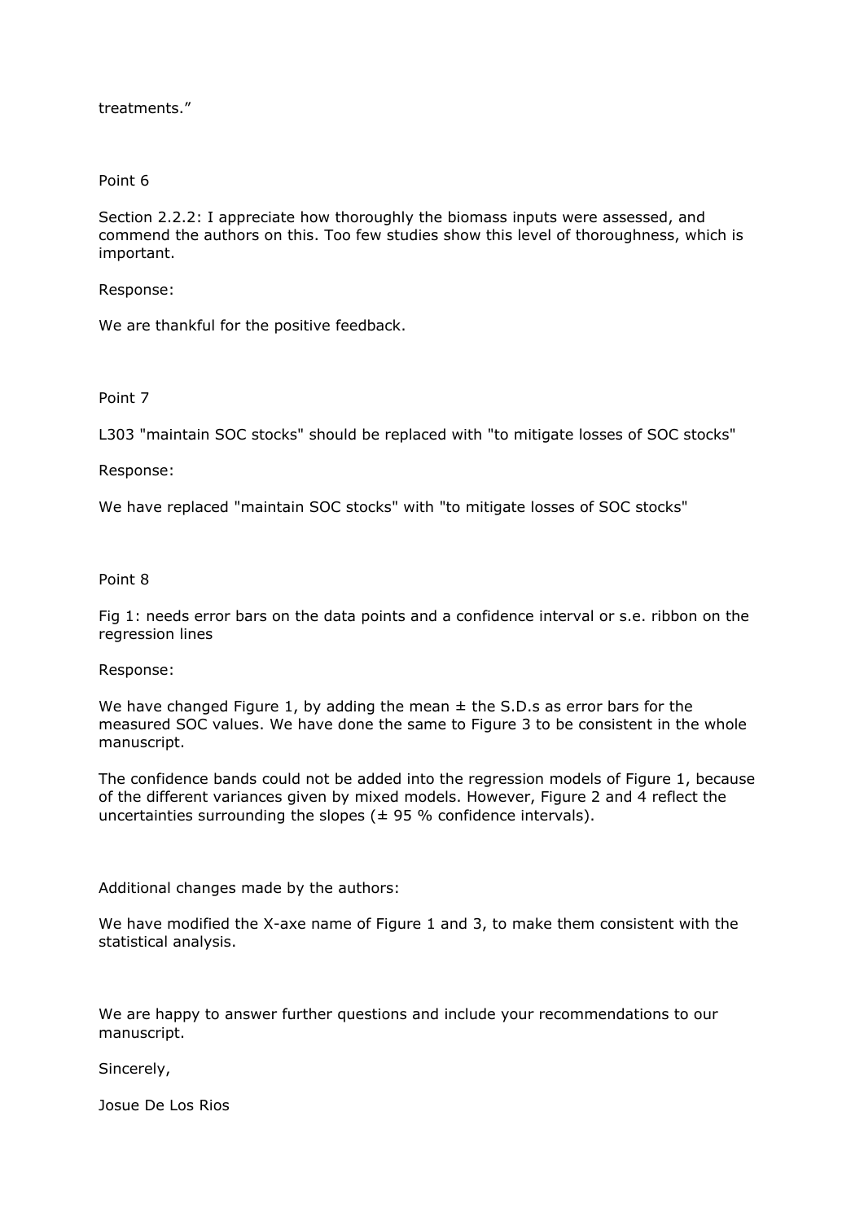treatments."

Point 6

Section 2.2.2: I appreciate how thoroughly the biomass inputs were assessed, and commend the authors on this. Too few studies show this level of thoroughness, which is important.

Response:

We are thankful for the positive feedback.

Point 7

L303 "maintain SOC stocks" should be replaced with "to mitigate losses of SOC stocks"

Response:

We have replaced "maintain SOC stocks" with "to mitigate losses of SOC stocks"

Point 8

Fig 1: needs error bars on the data points and a confidence interval or s.e. ribbon on the regression lines

Response:

We have changed Figure 1, by adding the mean ± the S.D.s as error bars for the measured SOC values. We have done the same to Figure 3 to be consistent in the whole manuscript.

The confidence bands could not be added into the regression models of Figure 1, because of the different variances given by mixed models. However, Figure 2 and 4 reflect the uncertainties surrounding the slopes (± 95 % confidence intervals).

Additional changes made by the authors:

We have modified the X-axe name of Figure 1 and 3, to make them consistent with the statistical analysis.

We are happy to answer further questions and include your recommendations to our manuscript.

Sincerely,

Josue De Los Rios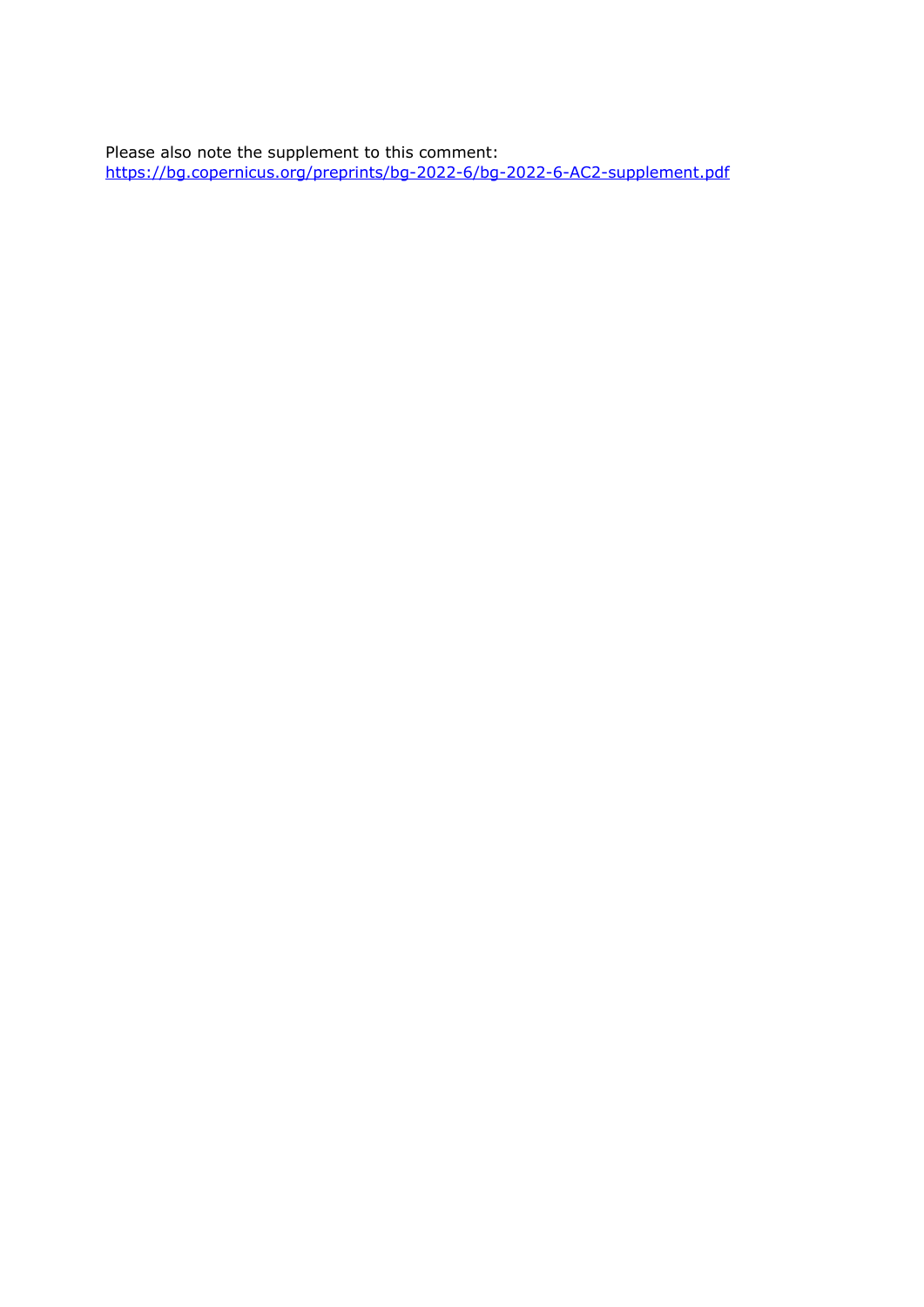Please also note the supplement to this comment:
https://bg.copernicus.org/preprints/bg-2022-6/bg-2022-6-AC2-supplement.pdf